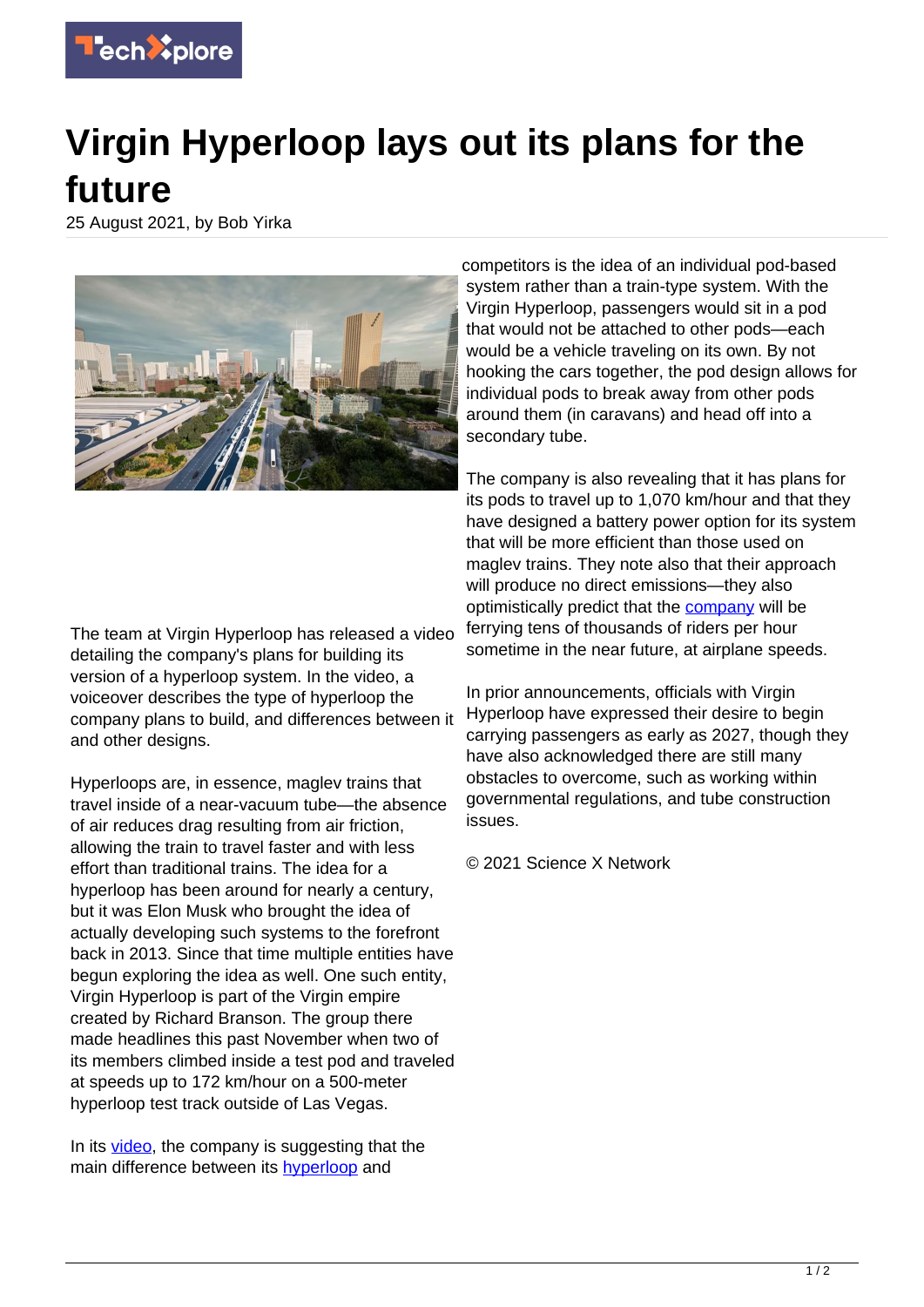# Virgin Hyperloop lays out its plans for the future

25 August 2021, by Bob Yirka

The team at Virgin Hyperloop has released a video detailing the company's plans for building its version of a hyperloop system. In the video, a voiceover describes the type of hyperloop the company plans to build, and differences between it and other designs.

Hyperloops are, in essence, maglev trains that travel inside of a near-vacuum tube—the absence of air reduces drag resulting from air friction, allowing the train to travel faster and with less effort than traditional trains. The idea for a hyperloop has been around for nearly a century, but it was Elon Musk who brought the idea of actually developing such systems to the forefront back in 2013. Since that time multiple entities have begun exploring the idea as well. One such entity, Virgin Hyperloop is part of the Virgin empire created by Richard Branson. The group there made headlines this past November when two of its members climbed inside a test pod and traveled at speeds up to 172 km/hour on a 500-meter hyperloop test track outside of Las Vegas.

In its video, the company is suggesting that the main difference between its hyperloop and competitors is the idea of an individual pod-based system rather than a train-type system. With the Virgin Hyperloop, passengers would sit in a pod that would not be attached to other pods—each would be a vehicle traveling on its own. By not hooking the cars together, the pod design allows for individual pods to break away from other pods around them (in caravans) and head off into a secondary tube.

The company is also revealing that it has plans for its pods to travel up to 1,070 km/hour and that they have designed a battery power option for its system that will be more efficient than those used on maglev trains. They note also that their approach will produce no direct emissions—they also optimistically predict that the company will be ferrying tens of thousands of riders per hour sometime in the near future, at airplane speeds.

In prior announcements, officials with Virgin Hyperloop have expressed their desire to begin carrying passengers as early as 2027, though they have also acknowledged there are still many obstacles to overcome, such as working within governmental regulations, and tube construction issues.

© 2021 Science X Network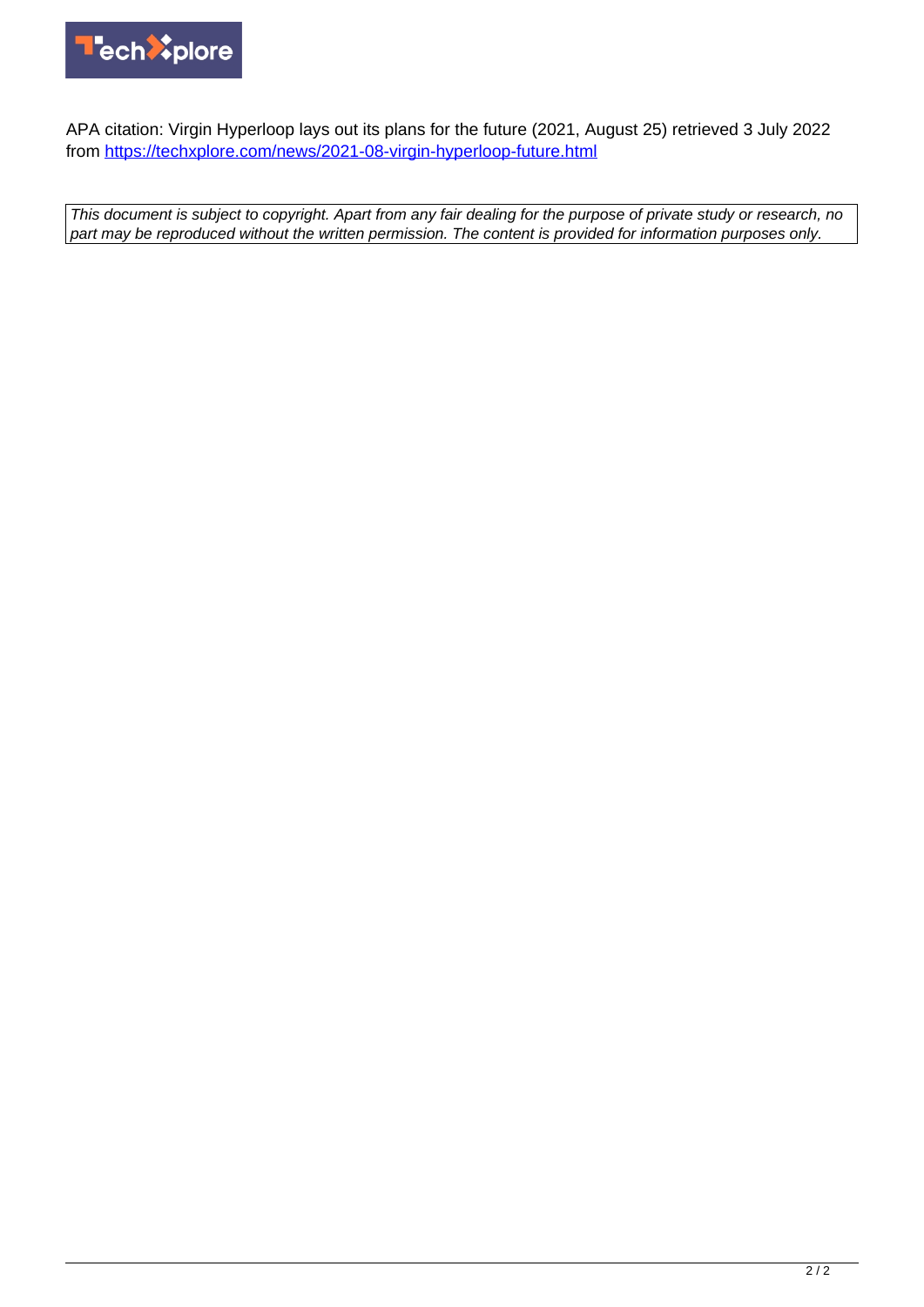APA citation: Virgin Hyperloop lays out its plans for the future (2021, August 25) retrieved 3 July 2022 from https://techxplore.com/news/2021-08-virgin-hyperloop-future.html

*This document is subject to copyright. Apart from any fair dealing for the purpose of private study or research, no part may be reproduced without the written permission. The content is provided for information purposes only.*